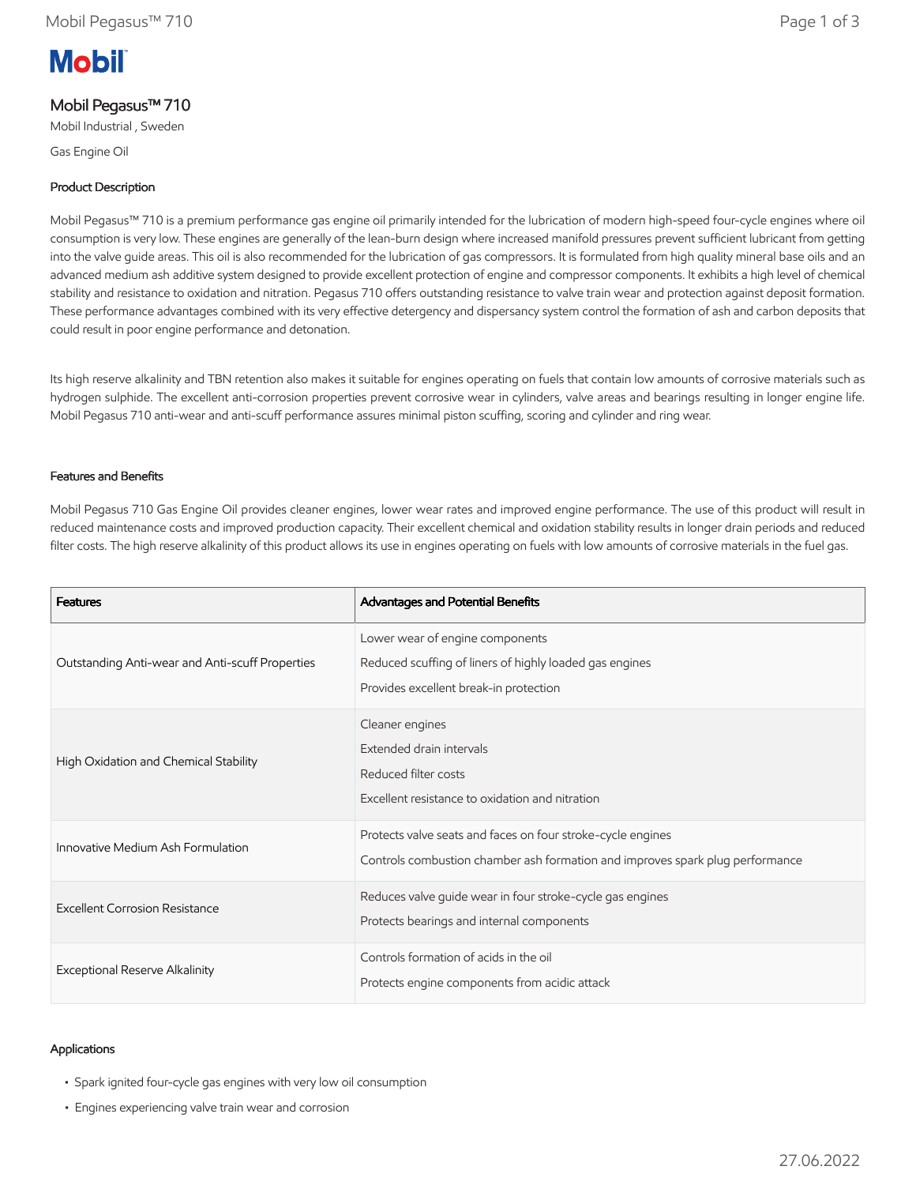# Mobil Pegasus™ 710

Mobil Industrial , Sweden

Gas Engine Oil

## Product Description

Mobil Pegasus™ 710 is a premium performance gas engine oil primarily intended for the lubrication of modern high-speed four-cycle engines where oil consumption is very low. These engines are generally of the lean-burn design where increased manifold pressures prevent sufficient lubricant from getting into the valve guide areas. This oil is also recommended for the lubrication of gas compressors. It is formulated from high quality mineral base oils and an advanced medium ash additive system designed to provide excellent protection of engine and compressor components. It exhibits a high level of chemical stability and resistance to oxidation and nitration. Pegasus 710 offers outstanding resistance to valve train wear and protection against deposit formation. These performance advantages combined with its very effective detergency and dispersancy system control the formation of ash and carbon deposits that could result in poor engine performance and detonation.

Its high reserve alkalinity and TBN retention also makes it suitable for engines operating on fuels that contain low amounts of corrosive materials such as hydrogen sulphide. The excellent anti-corrosion properties prevent corrosive wear in cylinders, valve areas and bearings resulting in longer engine life. Mobil Pegasus 710 anti-wear and anti-scuff performance assures minimal piston scuffing, scoring and cylinder and ring wear.

## Features and Benefits

Mobil Pegasus 710 Gas Engine Oil provides cleaner engines, lower wear rates and improved engine performance. The use of this product will result in reduced maintenance costs and improved production capacity. Their excellent chemical and oxidation stability results in longer drain periods and reduced filter costs. The high reserve alkalinity of this product allows its use in engines operating on fuels with low amounts of corrosive materials in the fuel gas.

| Features | Advantages and Potential Benefits |
|---|---|
| Outstanding Anti-wear and Anti-scuff Properties | Lower wear of engine components<br>Reduced scuffing of liners of highly loaded gas engines<br>Provides excellent break-in protection |
| High Oxidation and Chemical Stability | Cleaner engines<br>Extended drain intervals<br>Reduced filter costs<br>Excellent resistance to oxidation and nitration |
| Innovative Medium Ash Formulation | Protects valve seats and faces on four stroke-cycle engines<br>Controls combustion chamber ash formation and improves spark plug performance |
| Excellent Corrosion Resistance | Reduces valve guide wear in four stroke-cycle gas engines<br>Protects bearings and internal components |
| Exceptional Reserve Alkalinity | Controls formation of acids in the oil<br>Protects engine components from acidic attack |

## Applications

- Spark ignited four-cycle gas engines with very low oil consumption
- Engines experiencing valve train wear and corrosion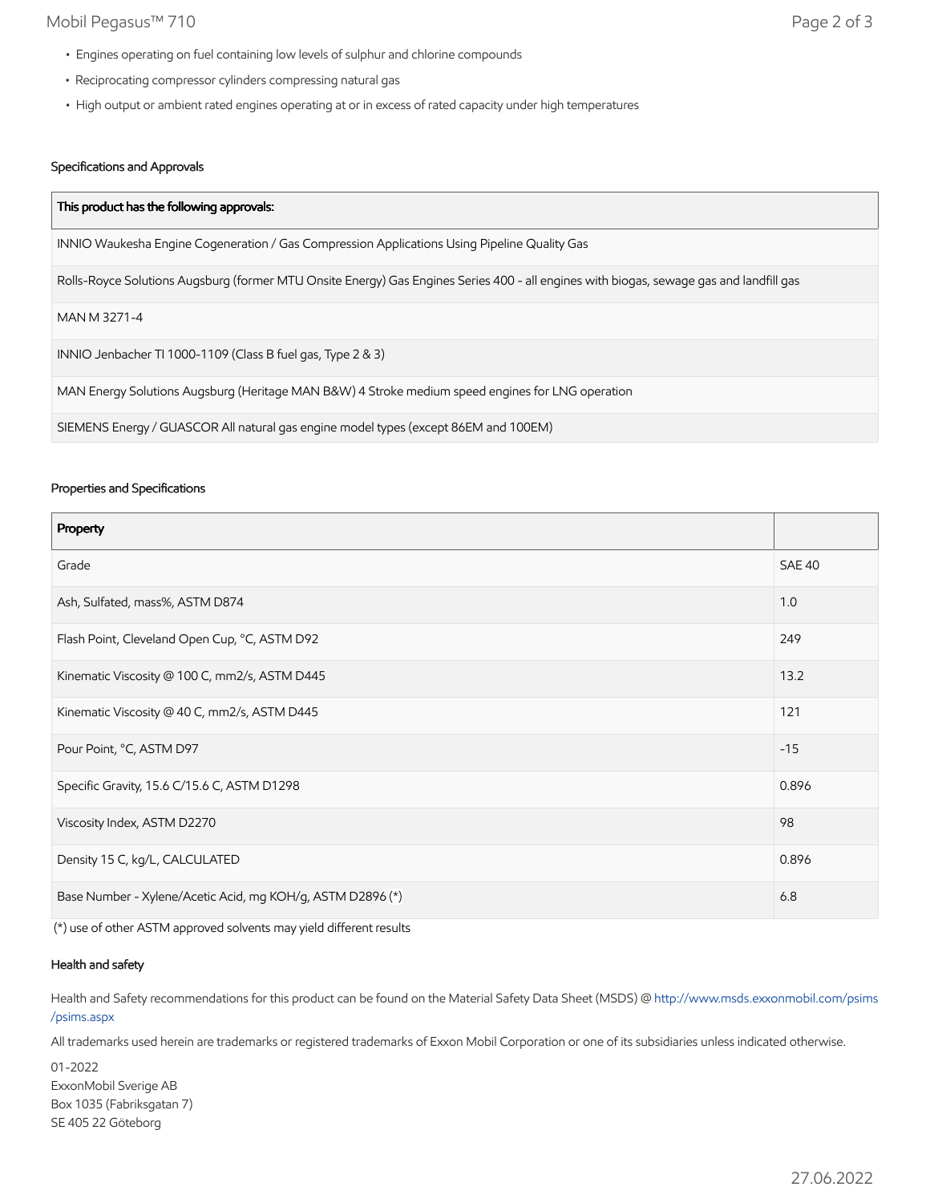- Engines operating on fuel containing low levels of sulphur and chlorine compounds
- Reciprocating compressor cylinders compressing natural gas
- High output or ambient rated engines operating at or in excess of rated capacity under high temperatures

### Specifications and Approvals

| This product has the following approvals: |
| --- |
| INNIO Waukesha Engine Cogeneration / Gas Compression Applications Using Pipeline Quality Gas |
| Rolls-Royce Solutions Augsburg (former MTU Onsite Energy) Gas Engines Series 400 - all engines with biogas, sewage gas and landfill gas |
| MAN M 3271-4 |
| INNIO Jenbacher TI 1000-1109 (Class B fuel gas, Type 2 & 3) |
| MAN Energy Solutions Augsburg (Heritage MAN B&W) 4 Stroke medium speed engines for LNG operation |
| SIEMENS Energy / GUASCOR All natural gas engine model types (except 86EM and 100EM) |

### Properties and Specifications

| Property | |
| --- | --- |
| Grade | SAE 40 |
| Ash, Sulfated, mass%, ASTM D874 | 1.0 |
| Flash Point, Cleveland Open Cup, °C, ASTM D92 | 249 |
| Kinematic Viscosity @ 100 C, mm2/s, ASTM D445 | 13.2 |
| Kinematic Viscosity @ 40 C, mm2/s, ASTM D445 | 121 |
| Pour Point, °C, ASTM D97 | -15 |
| Specific Gravity, 15.6 C/15.6 C, ASTM D1298 | 0.896 |
| Viscosity Index, ASTM D2270 | 98 |
| Density 15 C, kg/L, CALCULATED | 0.896 |
| Base Number - Xylene/Acetic Acid, mg KOH/g, ASTM D2896 (*) | 6.8 |

(*) use of other ASTM approved solvents may yield different results

### Health and safety

Health and Safety recommendations for this product can be found on the Material Safety Data Sheet (MSDS) @ http://www.msds.exxonmobil.com/psims/psims.aspx

All trademarks used herein are trademarks or registered trademarks of Exxon Mobil Corporation or one of its subsidiaries unless indicated otherwise.

01-2022
ExxonMobil Sverige AB
Box 1035 (Fabriksgatan 7)
SE 405 22 Göteborg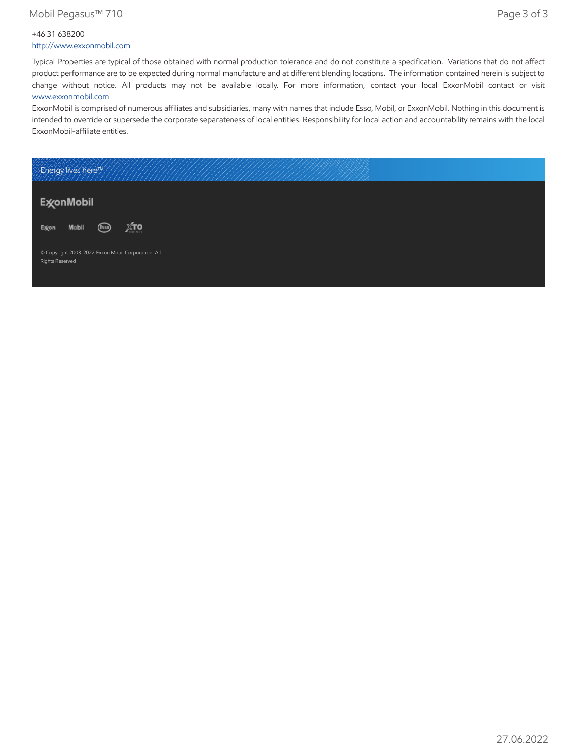+46 31 638200
http://www.exxonmobil.com

Typical Properties are typical of those obtained with normal production tolerance and do not constitute a specification. Variations that do not affect product performance are to be expected during normal manufacture and at different blending locations. The information contained herein is subject to change without notice. All products may not be available locally. For more information, contact your local ExxonMobil contact or visit www.exxonmobil.com

ExxonMobil is comprised of numerous affiliates and subsidiaries, many with names that include Esso, Mobil, or ExxonMobil. Nothing in this document is intended to override or supersede the corporate separateness of local entities. Responsibility for local action and accountability remains with the local ExxonMobil-affiliate entities.

Energy lives here™

ExxonMobil

Exxon Mobil Esso XTO

© Copyright 2003-2022 Exxon Mobil Corporation. All Rights Reserved